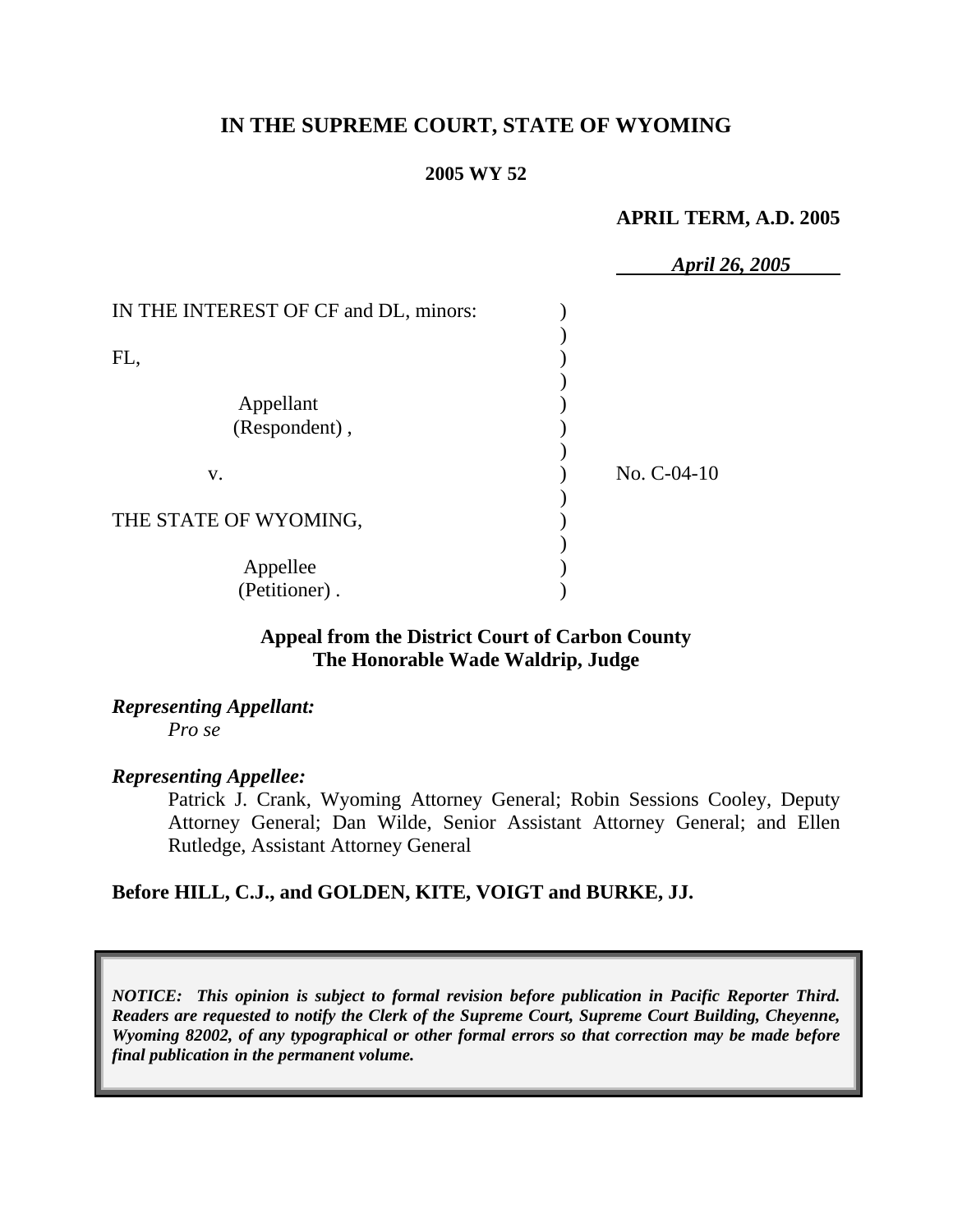**IN THE SUPREME COURT, STATE OF WYOMING**

**2005 WY 52**

**APRIL TERM, A.D. 2005**

*April 26, 2005*

| | | |
|---|---|---|
| IN THE INTEREST OF CF and DL, minors: | ) | |
| | ) | |
| FL, | ) | |
| | ) | |
| Appellant (Respondent) , | ) | |
| | ) | |
| v. | ) | No. C-04-10 |
| | ) | |
| THE STATE OF WYOMING, | ) | |
| | ) | |
| Appellee (Petitioner) . | ) | |

**Appeal from the District Court of Carbon County**
**The Honorable Wade Waldrip, Judge**

***Representing Appellant:***

*Pro se*

***Representing Appellee:***

Patrick J. Crank, Wyoming Attorney General; Robin Sessions Cooley, Deputy Attorney General; Dan Wilde, Senior Assistant Attorney General; and Ellen Rutledge, Assistant Attorney General

**Before HILL, C.J., and GOLDEN, KITE, VOIGT and BURKE, JJ.**

***NOTICE: This opinion is subject to formal revision before publication in Pacific Reporter Third. Readers are requested to notify the Clerk of the Supreme Court, Supreme Court Building, Cheyenne, Wyoming 82002, of any typographical or other formal errors so that correction may be made before final publication in the permanent volume.***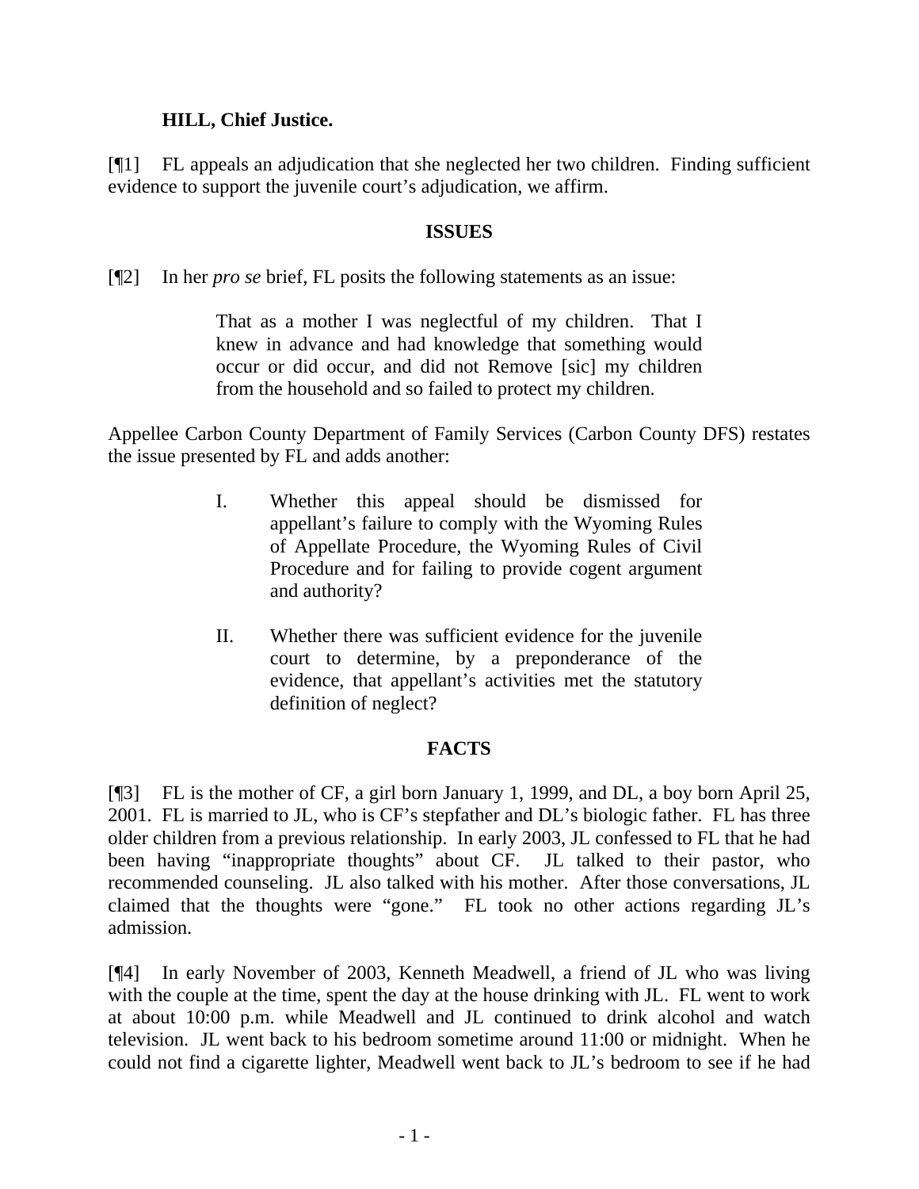**HILL, Chief Justice.**

[¶1] FL appeals an adjudication that she neglected her two children. Finding sufficient evidence to support the juvenile court's adjudication, we affirm.

## ISSUES

[¶2] In her *pro se* brief, FL posits the following statements as an issue:

> That as a mother I was neglectful of my children. That I knew in advance and had knowledge that something would occur or did occur, and did not Remove [sic] my children from the household and so failed to protect my children.

Appellee Carbon County Department of Family Services (Carbon County DFS) restates the issue presented by FL and adds another:

> I. Whether this appeal should be dismissed for appellant's failure to comply with the Wyoming Rules of Appellate Procedure, the Wyoming Rules of Civil Procedure and for failing to provide cogent argument and authority?
>
> II. Whether there was sufficient evidence for the juvenile court to determine, by a preponderance of the evidence, that appellant's activities met the statutory definition of neglect?

## FACTS

[¶3] FL is the mother of CF, a girl born January 1, 1999, and DL, a boy born April 25, 2001. FL is married to JL, who is CF's stepfather and DL's biologic father. FL has three older children from a previous relationship. In early 2003, JL confessed to FL that he had been having "inappropriate thoughts" about CF. JL talked to their pastor, who recommended counseling. JL also talked with his mother. After those conversations, JL claimed that the thoughts were "gone." FL took no other actions regarding JL's admission.

[¶4] In early November of 2003, Kenneth Meadwell, a friend of JL who was living with the couple at the time, spent the day at the house drinking with JL. FL went to work at about 10:00 p.m. while Meadwell and JL continued to drink alcohol and watch television. JL went back to his bedroom sometime around 11:00 or midnight. When he could not find a cigarette lighter, Meadwell went back to JL's bedroom to see if he had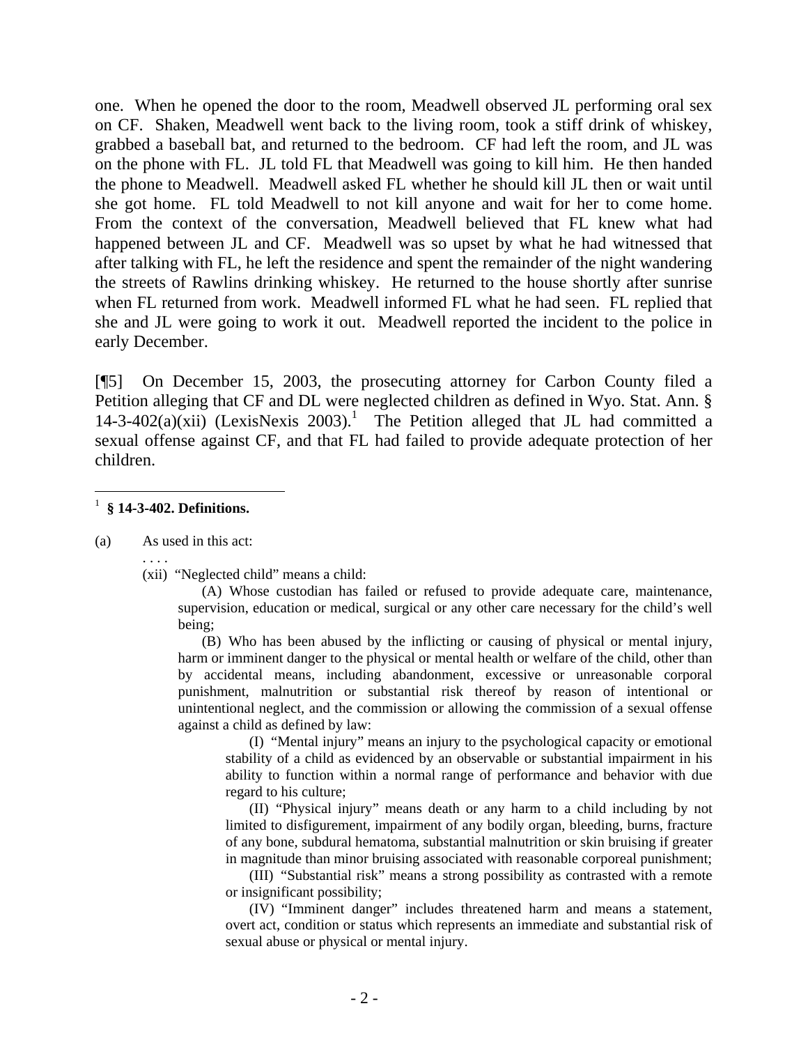one. When he opened the door to the room, Meadwell observed JL performing oral sex on CF. Shaken, Meadwell went back to the living room, took a stiff drink of whiskey, grabbed a baseball bat, and returned to the bedroom. CF had left the room, and JL was on the phone with FL. JL told FL that Meadwell was going to kill him. He then handed the phone to Meadwell. Meadwell asked FL whether he should kill JL then or wait until she got home. FL told Meadwell to not kill anyone and wait for her to come home. From the context of the conversation, Meadwell believed that FL knew what had happened between JL and CF. Meadwell was so upset by what he had witnessed that after talking with FL, he left the residence and spent the remainder of the night wandering the streets of Rawlins drinking whiskey. He returned to the house shortly after sunrise when FL returned from work. Meadwell informed FL what he had seen. FL replied that she and JL were going to work it out. Meadwell reported the incident to the police in early December.

[¶5] On December 15, 2003, the prosecuting attorney for Carbon County filed a Petition alleging that CF and DL were neglected children as defined in Wyo. Stat. Ann. § 14-3-402(a)(xii) (LexisNexis 2003).[1] The Petition alleged that JL had committed a sexual offense against CF, and that FL had failed to provide adequate protection of her children.

---

[1] **§ 14-3-402. Definitions.**

(a) As used in this act:

. . . .

(xii) "Neglected child" means a child:

(A) Whose custodian has failed or refused to provide adequate care, maintenance, supervision, education or medical, surgical or any other care necessary for the child's well being;

(B) Who has been abused by the inflicting or causing of physical or mental injury, harm or imminent danger to the physical or mental health or welfare of the child, other than by accidental means, including abandonment, excessive or unreasonable corporal punishment, malnutrition or substantial risk thereof by reason of intentional or unintentional neglect, and the commission or allowing the commission of a sexual offense against a child as defined by law:

(I) "Mental injury" means an injury to the psychological capacity or emotional stability of a child as evidenced by an observable or substantial impairment in his ability to function within a normal range of performance and behavior with due regard to his culture;

(II) "Physical injury" means death or any harm to a child including by not limited to disfigurement, impairment of any bodily organ, bleeding, burns, fracture of any bone, subdural hematoma, substantial malnutrition or skin bruising if greater in magnitude than minor bruising associated with reasonable corporeal punishment;

(III) "Substantial risk" means a strong possibility as contrasted with a remote or insignificant possibility;

(IV) "Imminent danger" includes threatened harm and means a statement, overt act, condition or status which represents an immediate and substantial risk of sexual abuse or physical or mental injury.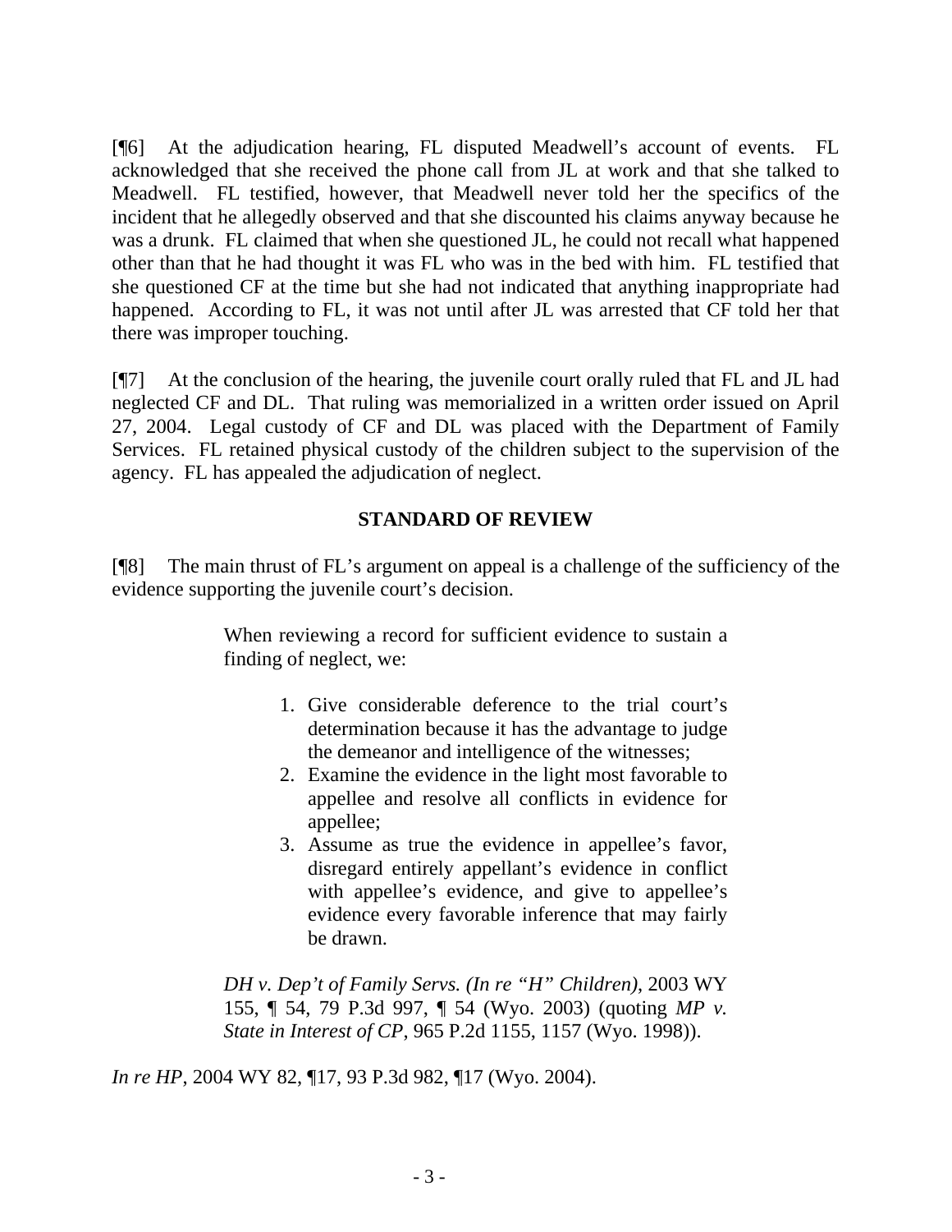[¶6] At the adjudication hearing, FL disputed Meadwell's account of events. FL acknowledged that she received the phone call from JL at work and that she talked to Meadwell. FL testified, however, that Meadwell never told her the specifics of the incident that he allegedly observed and that she discounted his claims anyway because he was a drunk. FL claimed that when she questioned JL, he could not recall what happened other than that he had thought it was FL who was in the bed with him. FL testified that she questioned CF at the time but she had not indicated that anything inappropriate had happened. According to FL, it was not until after JL was arrested that CF told her that there was improper touching.

[¶7] At the conclusion of the hearing, the juvenile court orally ruled that FL and JL had neglected CF and DL. That ruling was memorialized in a written order issued on April 27, 2004. Legal custody of CF and DL was placed with the Department of Family Services. FL retained physical custody of the children subject to the supervision of the agency. FL has appealed the adjudication of neglect.

## STANDARD OF REVIEW

[¶8] The main thrust of FL's argument on appeal is a challenge of the sufficiency of the evidence supporting the juvenile court's decision.

> When reviewing a record for sufficient evidence to sustain a finding of neglect, we:
>
> 1. Give considerable deference to the trial court's determination because it has the advantage to judge the demeanor and intelligence of the witnesses;
> 2. Examine the evidence in the light most favorable to appellee and resolve all conflicts in evidence for appellee;
> 3. Assume as true the evidence in appellee's favor, disregard entirely appellant's evidence in conflict with appellee's evidence, and give to appellee's evidence every favorable inference that may fairly be drawn.
>
> *DH v. Dep't of Family Servs. (In re "H" Children)*, 2003 WY 155, ¶ 54, 79 P.3d 997, ¶ 54 (Wyo. 2003) (quoting *MP v. State in Interest of CP*, 965 P.2d 1155, 1157 (Wyo. 1998)).

*In re HP*, 2004 WY 82, ¶17, 93 P.3d 982, ¶17 (Wyo. 2004).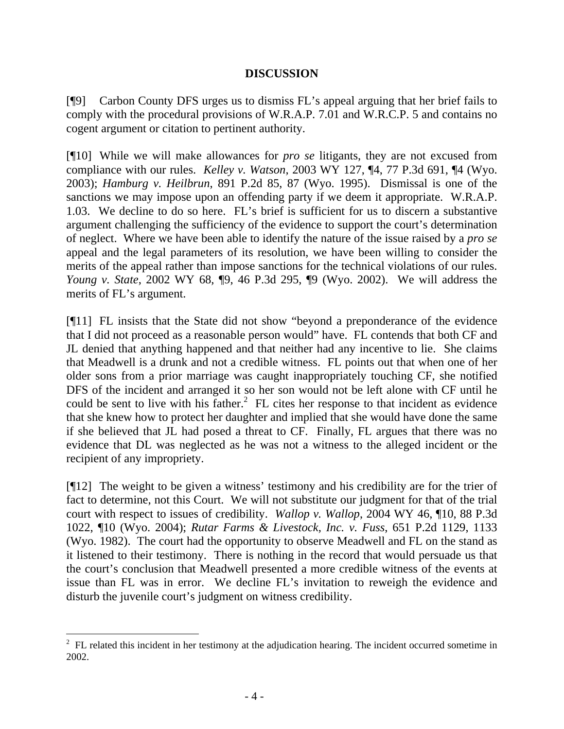## DISCUSSION

[¶9] Carbon County DFS urges us to dismiss FL's appeal arguing that her brief fails to comply with the procedural provisions of W.R.A.P. 7.01 and W.R.C.P. 5 and contains no cogent argument or citation to pertinent authority.

[¶10] While we will make allowances for *pro se* litigants, they are not excused from compliance with our rules. *Kelley v. Watson*, 2003 WY 127, ¶4, 77 P.3d 691, ¶4 (Wyo. 2003); *Hamburg v. Heilbrun*, 891 P.2d 85, 87 (Wyo. 1995). Dismissal is one of the sanctions we may impose upon an offending party if we deem it appropriate. W.R.A.P. 1.03. We decline to do so here. FL's brief is sufficient for us to discern a substantive argument challenging the sufficiency of the evidence to support the court's determination of neglect. Where we have been able to identify the nature of the issue raised by a *pro se* appeal and the legal parameters of its resolution, we have been willing to consider the merits of the appeal rather than impose sanctions for the technical violations of our rules. *Young v. State*, 2002 WY 68, ¶9, 46 P.3d 295, ¶9 (Wyo. 2002). We will address the merits of FL's argument.

[¶11] FL insists that the State did not show "beyond a preponderance of the evidence that I did not proceed as a reasonable person would" have. FL contends that both CF and JL denied that anything happened and that neither had any incentive to lie. She claims that Meadwell is a drunk and not a credible witness. FL points out that when one of her older sons from a prior marriage was caught inappropriately touching CF, she notified DFS of the incident and arranged it so her son would not be left alone with CF until he could be sent to live with his father.[2] FL cites her response to that incident as evidence that she knew how to protect her daughter and implied that she would have done the same if she believed that JL had posed a threat to CF. Finally, FL argues that there was no evidence that DL was neglected as he was not a witness to the alleged incident or the recipient of any impropriety.

[¶12] The weight to be given a witness' testimony and his credibility are for the trier of fact to determine, not this Court. We will not substitute our judgment for that of the trial court with respect to issues of credibility. *Wallop v. Wallop*, 2004 WY 46, ¶10, 88 P.3d 1022, ¶10 (Wyo. 2004); *Rutar Farms & Livestock, Inc. v. Fuss*, 651 P.2d 1129, 1133 (Wyo. 1982). The court had the opportunity to observe Meadwell and FL on the stand as it listened to their testimony. There is nothing in the record that would persuade us that the court's conclusion that Meadwell presented a more credible witness of the events at issue than FL was in error. We decline FL's invitation to reweigh the evidence and disturb the juvenile court's judgment on witness credibility.

---

[2] FL related this incident in her testimony at the adjudication hearing. The incident occurred sometime in 2002.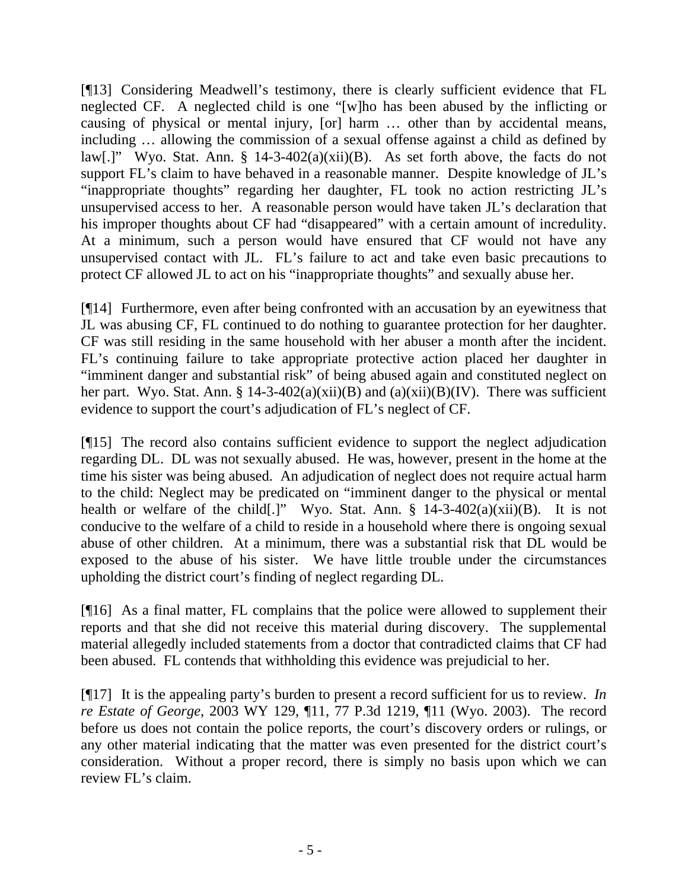[¶13] Considering Meadwell's testimony, there is clearly sufficient evidence that FL neglected CF. A neglected child is one "[w]ho has been abused by the inflicting or causing of physical or mental injury, [or] harm … other than by accidental means, including … allowing the commission of a sexual offense against a child as defined by law[.]" Wyo. Stat. Ann. § 14-3-402(a)(xii)(B). As set forth above, the facts do not support FL's claim to have behaved in a reasonable manner. Despite knowledge of JL's "inappropriate thoughts" regarding her daughter, FL took no action restricting JL's unsupervised access to her. A reasonable person would have taken JL's declaration that his improper thoughts about CF had "disappeared" with a certain amount of incredulity. At a minimum, such a person would have ensured that CF would not have any unsupervised contact with JL. FL's failure to act and take even basic precautions to protect CF allowed JL to act on his "inappropriate thoughts" and sexually abuse her.

[¶14] Furthermore, even after being confronted with an accusation by an eyewitness that JL was abusing CF, FL continued to do nothing to guarantee protection for her daughter. CF was still residing in the same household with her abuser a month after the incident. FL's continuing failure to take appropriate protective action placed her daughter in "imminent danger and substantial risk" of being abused again and constituted neglect on her part. Wyo. Stat. Ann. § 14-3-402(a)(xii)(B) and (a)(xii)(B)(IV). There was sufficient evidence to support the court's adjudication of FL's neglect of CF.

[¶15] The record also contains sufficient evidence to support the neglect adjudication regarding DL. DL was not sexually abused. He was, however, present in the home at the time his sister was being abused. An adjudication of neglect does not require actual harm to the child: Neglect may be predicated on "imminent danger to the physical or mental health or welfare of the child[.]" Wyo. Stat. Ann. § 14-3-402(a)(xii)(B). It is not conducive to the welfare of a child to reside in a household where there is ongoing sexual abuse of other children. At a minimum, there was a substantial risk that DL would be exposed to the abuse of his sister. We have little trouble under the circumstances upholding the district court's finding of neglect regarding DL.

[¶16] As a final matter, FL complains that the police were allowed to supplement their reports and that she did not receive this material during discovery. The supplemental material allegedly included statements from a doctor that contradicted claims that CF had been abused. FL contends that withholding this evidence was prejudicial to her.

[¶17] It is the appealing party's burden to present a record sufficient for us to review. *In re Estate of George*, 2003 WY 129, ¶11, 77 P.3d 1219, ¶11 (Wyo. 2003). The record before us does not contain the police reports, the court's discovery orders or rulings, or any other material indicating that the matter was even presented for the district court's consideration. Without a proper record, there is simply no basis upon which we can review FL's claim.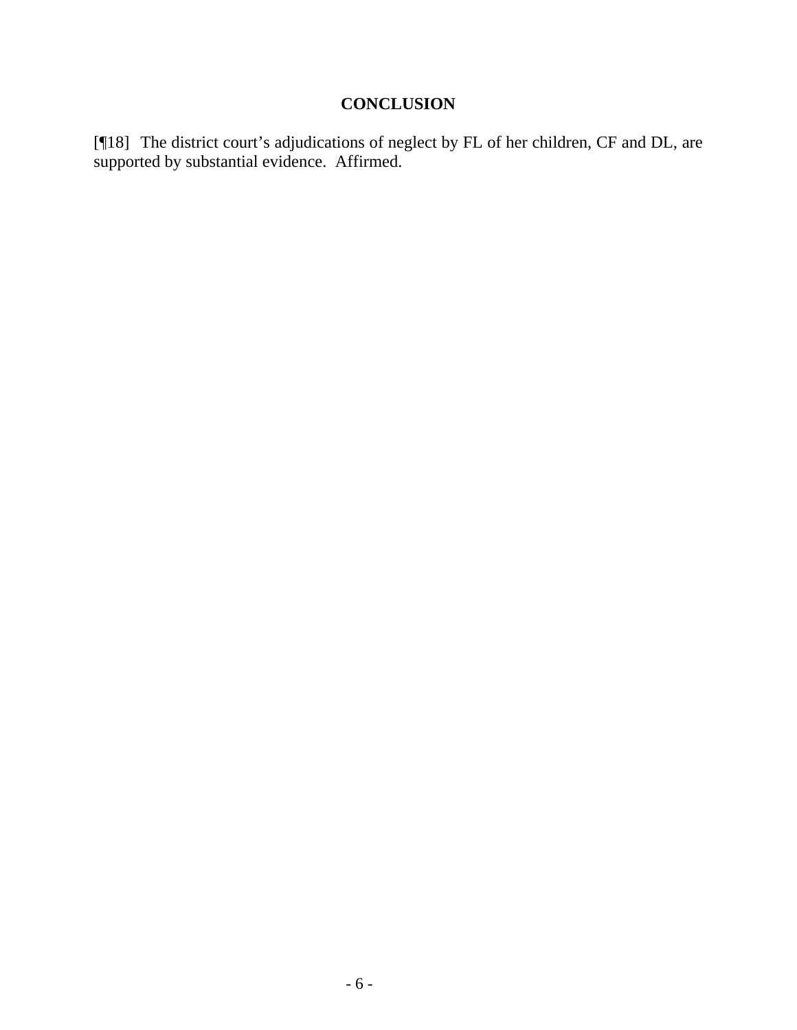## CONCLUSION

[¶18] The district court's adjudications of neglect by FL of her children, CF and DL, are supported by substantial evidence. Affirmed.